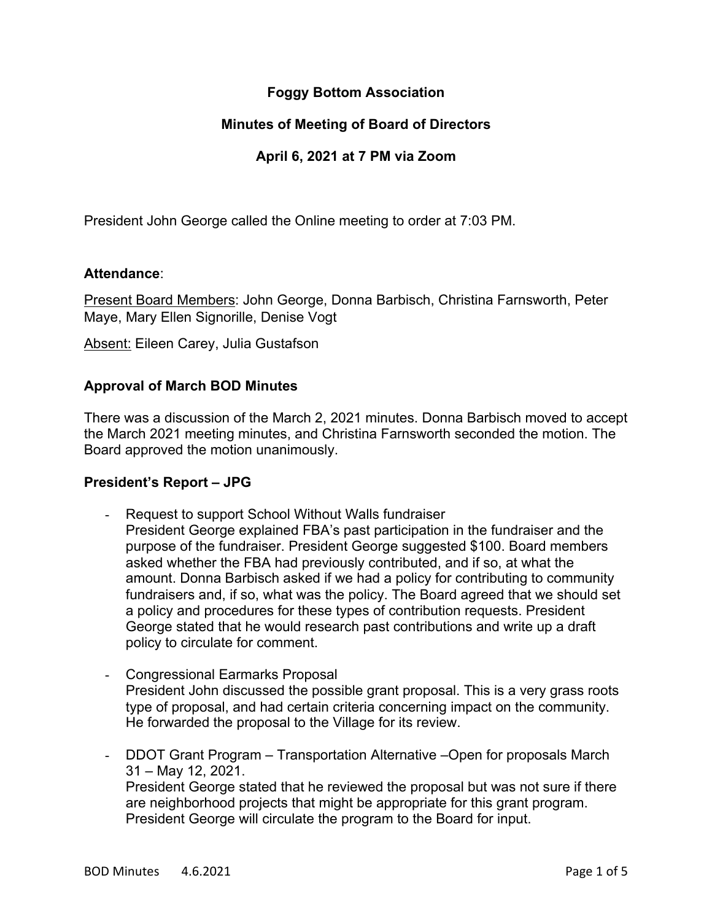# Foggy Bottom Association

## Minutes of Meeting of Board of Directors

## April 6, 2021 at 7 PM via Zoom

President John George called the Online meeting to order at 7:03 PM.

### Attendance:

Present Board Members: John George, Donna Barbisch, Christina Farnsworth, Peter Maye, Mary Ellen Signorille, Denise Vogt

Absent: Eileen Carey, Julia Gustafson

### Approval of March BOD Minutes

There was a discussion of the March 2, 2021 minutes. Donna Barbisch moved to accept the March 2021 meeting minutes, and Christina Farnsworth seconded the motion. The Board approved the motion unanimously.

### President's Report – JPG

- Request to support School Without Walls fundraiser
  President George explained FBA's past participation in the fundraiser and the purpose of the fundraiser. President George suggested $100. Board members asked whether the FBA had previously contributed, and if so, at what the amount. Donna Barbisch asked if we had a policy for contributing to community fundraisers and, if so, what was the policy. The Board agreed that we should set a policy and procedures for these types of contribution requests. President George stated that he would research past contributions and write up a draft policy to circulate for comment.

- Congressional Earmarks Proposal
  President John discussed the possible grant proposal. This is a very grass roots type of proposal, and had certain criteria concerning impact on the community. He forwarded the proposal to the Village for its review.

- DDOT Grant Program – Transportation Alternative –Open for proposals March 31 – May 12, 2021.
  President George stated that he reviewed the proposal but was not sure if there are neighborhood projects that might be appropriate for this grant program. President George will circulate the program to the Board for input.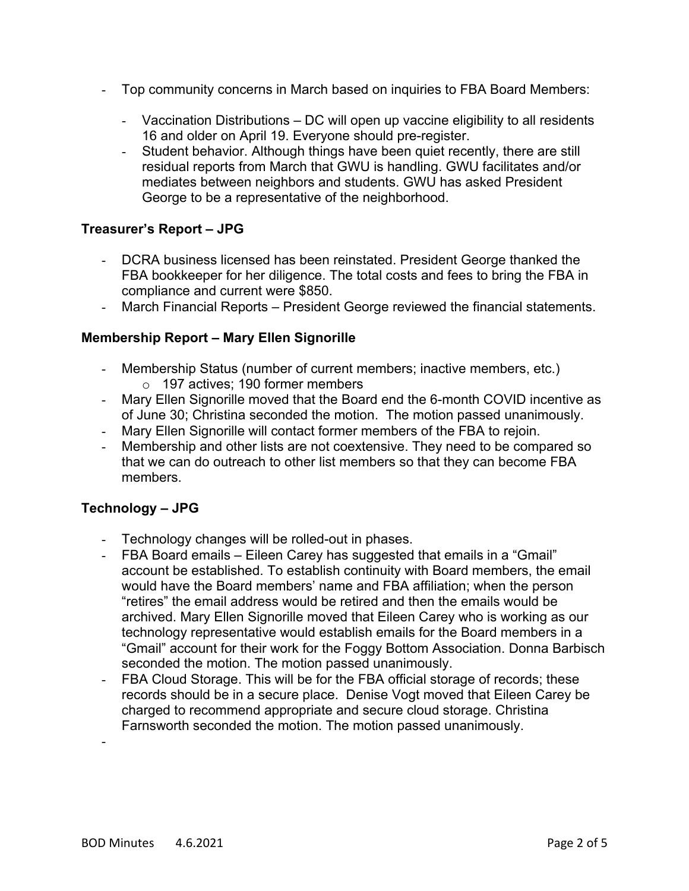- Top community concerns in March based on inquiries to FBA Board Members:
  - Vaccination Distributions – DC will open up vaccine eligibility to all residents 16 and older on April 19. Everyone should pre-register.
  - Student behavior. Although things have been quiet recently, there are still residual reports from March that GWU is handling. GWU facilitates and/or mediates between neighbors and students. GWU has asked President George to be a representative of the neighborhood.

**Treasurer's Report – JPG**

- DCRA business licensed has been reinstated. President George thanked the FBA bookkeeper for her diligence. The total costs and fees to bring the FBA in compliance and current were $850.
- March Financial Reports – President George reviewed the financial statements.

**Membership Report – Mary Ellen Signorille**

- Membership Status (number of current members; inactive members, etc.)
  - 197 actives; 190 former members
- Mary Ellen Signorille moved that the Board end the 6-month COVID incentive as of June 30; Christina seconded the motion. The motion passed unanimously.
- Mary Ellen Signorille will contact former members of the FBA to rejoin.
- Membership and other lists are not coextensive. They need to be compared so that we can do outreach to other list members so that they can become FBA members.

**Technology – JPG**

- Technology changes will be rolled-out in phases.
- FBA Board emails – Eileen Carey has suggested that emails in a "Gmail" account be established. To establish continuity with Board members, the email would have the Board members' name and FBA affiliation; when the person "retires" the email address would be retired and then the emails would be archived. Mary Ellen Signorille moved that Eileen Carey who is working as our technology representative would establish emails for the Board members in a "Gmail" account for their work for the Foggy Bottom Association. Donna Barbisch seconded the motion. The motion passed unanimously.
- FBA Cloud Storage. This will be for the FBA official storage of records; these records should be in a secure place. Denise Vogt moved that Eileen Carey be charged to recommend appropriate and secure cloud storage. Christina Farnsworth seconded the motion. The motion passed unanimously.
-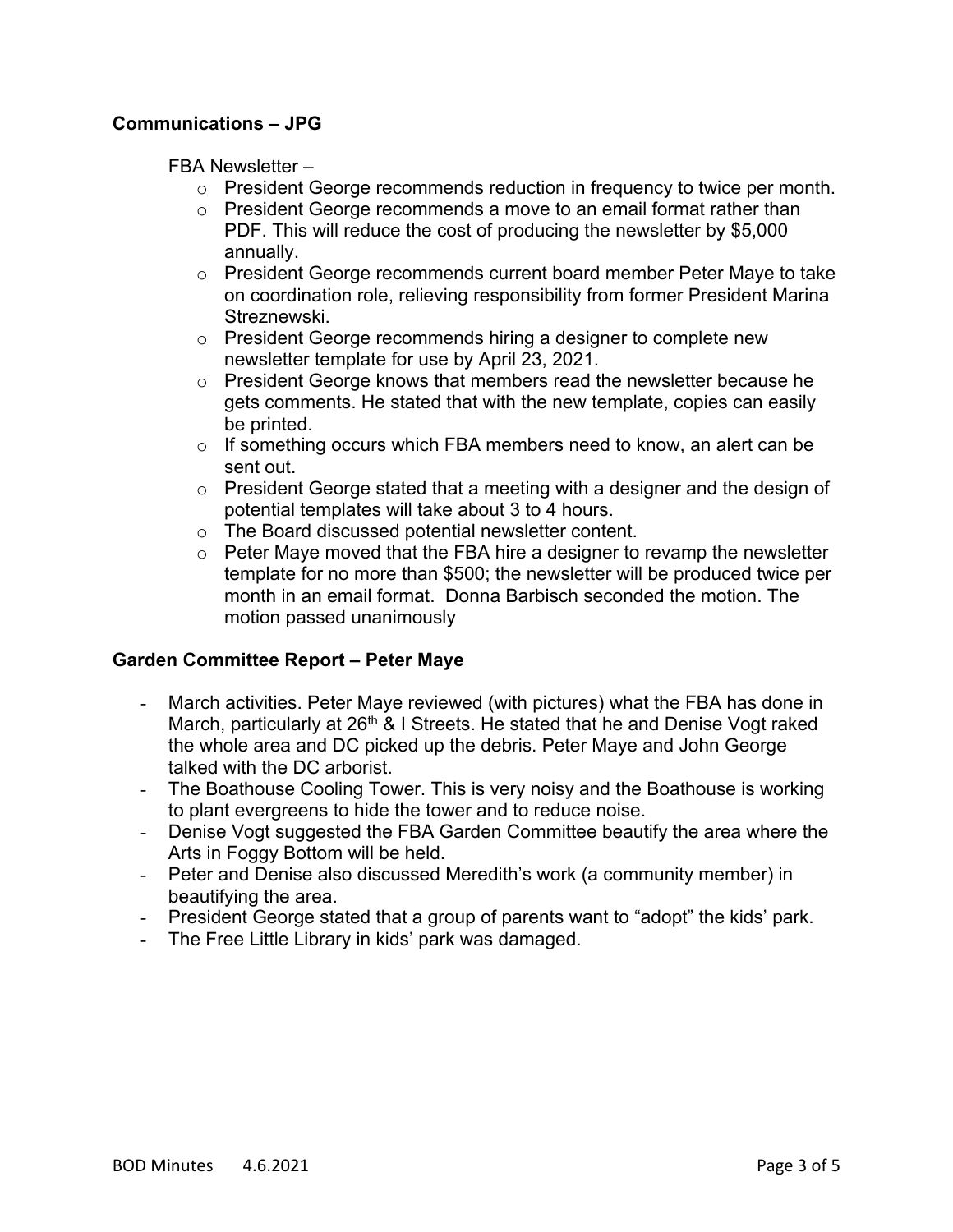**Communications – JPG**

FBA Newsletter –

- President George recommends reduction in frequency to twice per month.
- President George recommends a move to an email format rather than PDF. This will reduce the cost of producing the newsletter by $5,000 annually.
- President George recommends current board member Peter Maye to take on coordination role, relieving responsibility from former President Marina Streznewski.
- President George recommends hiring a designer to complete new newsletter template for use by April 23, 2021.
- President George knows that members read the newsletter because he gets comments. He stated that with the new template, copies can easily be printed.
- If something occurs which FBA members need to know, an alert can be sent out.
- President George stated that a meeting with a designer and the design of potential templates will take about 3 to 4 hours.
- The Board discussed potential newsletter content.
- Peter Maye moved that the FBA hire a designer to revamp the newsletter template for no more than $500; the newsletter will be produced twice per month in an email format. Donna Barbisch seconded the motion. The motion passed unanimously

**Garden Committee Report – Peter Maye**

- March activities. Peter Maye reviewed (with pictures) what the FBA has done in March, particularly at 26th & I Streets. He stated that he and Denise Vogt raked the whole area and DC picked up the debris. Peter Maye and John George talked with the DC arborist.
- The Boathouse Cooling Tower. This is very noisy and the Boathouse is working to plant evergreens to hide the tower and to reduce noise.
- Denise Vogt suggested the FBA Garden Committee beautify the area where the Arts in Foggy Bottom will be held.
- Peter and Denise also discussed Meredith's work (a community member) in beautifying the area.
- President George stated that a group of parents want to "adopt" the kids' park.
- The Free Little Library in kids' park was damaged.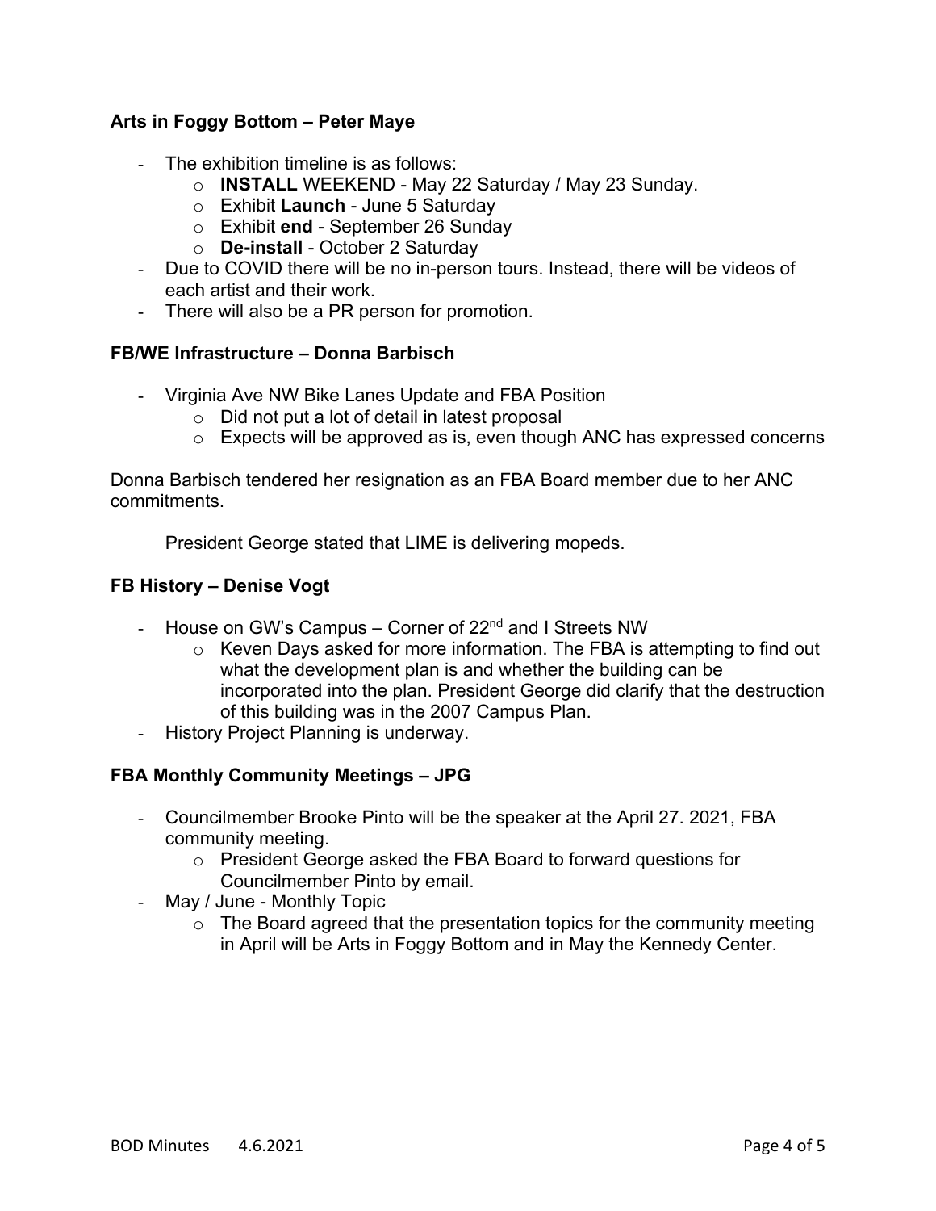**Arts in Foggy Bottom – Peter Maye**

- The exhibition timeline is as follows:
  - **INSTALL** WEEKEND - May 22 Saturday / May 23 Sunday.
  - Exhibit **Launch** - June 5 Saturday
  - Exhibit **end** - September 26 Sunday
  - **De-install** - October 2 Saturday
- Due to COVID there will be no in-person tours. Instead, there will be videos of each artist and their work.
- There will also be a PR person for promotion.

**FB/WE Infrastructure – Donna Barbisch**

- Virginia Ave NW Bike Lanes Update and FBA Position
  - Did not put a lot of detail in latest proposal
  - Expects will be approved as is, even though ANC has expressed concerns

Donna Barbisch tendered her resignation as an FBA Board member due to her ANC commitments.

President George stated that LIME is delivering mopeds.

**FB History – Denise Vogt**

- House on GW's Campus – Corner of 22nd and I Streets NW
  - Keven Days asked for more information. The FBA is attempting to find out what the development plan is and whether the building can be incorporated into the plan. President George did clarify that the destruction of this building was in the 2007 Campus Plan.
- History Project Planning is underway.

**FBA Monthly Community Meetings – JPG**

- Councilmember Brooke Pinto will be the speaker at the April 27. 2021, FBA community meeting.
  - President George asked the FBA Board to forward questions for Councilmember Pinto by email.
- May / June - Monthly Topic
  - The Board agreed that the presentation topics for the community meeting in April will be Arts in Foggy Bottom and in May the Kennedy Center.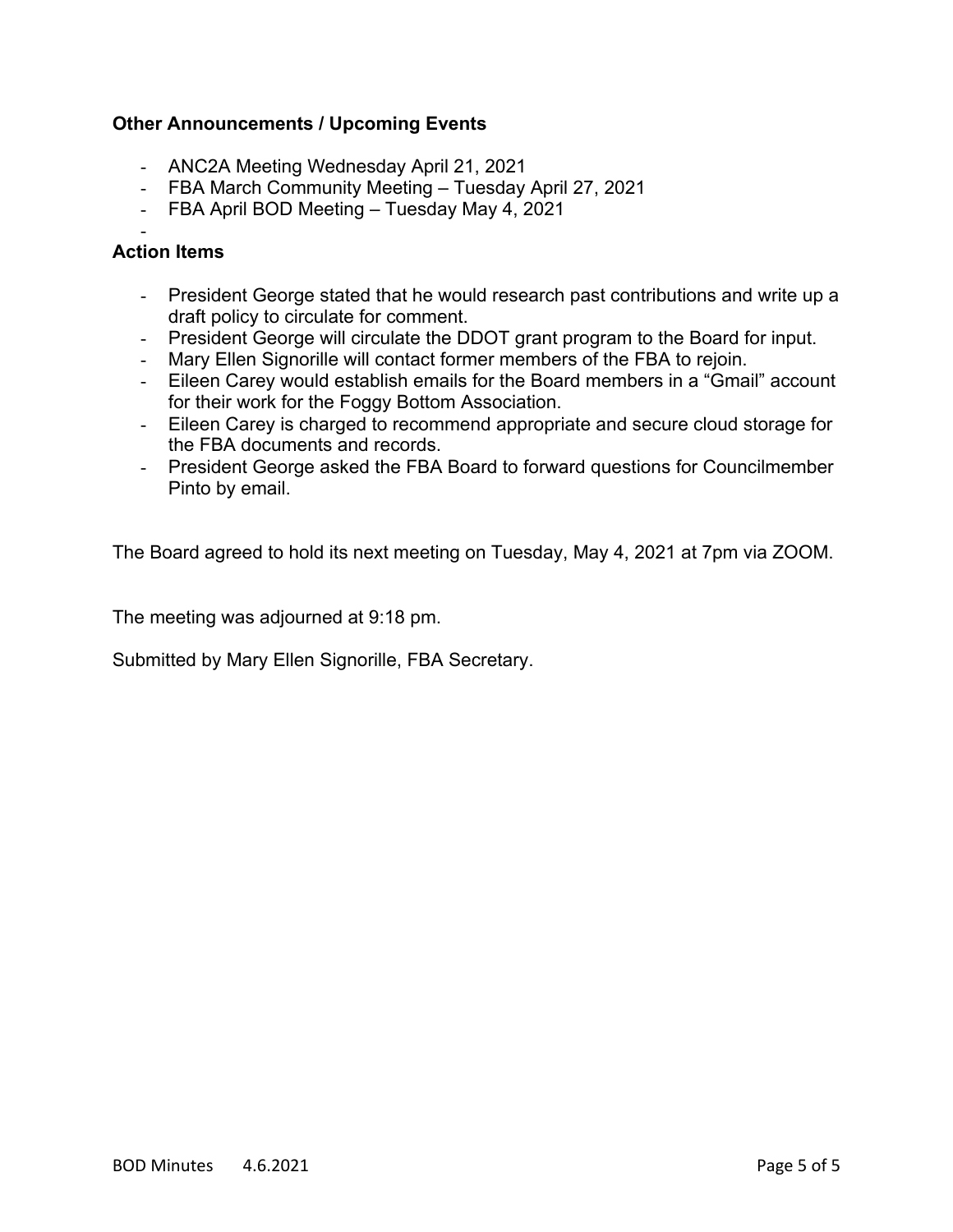### Other Announcements / Upcoming Events

- ANC2A Meeting Wednesday April 21, 2021
- FBA March Community Meeting – Tuesday April 27, 2021
- FBA April BOD Meeting – Tuesday May 4, 2021
-

### Action Items

- President George stated that he would research past contributions and write up a draft policy to circulate for comment.
- President George will circulate the DDOT grant program to the Board for input.
- Mary Ellen Signorille will contact former members of the FBA to rejoin.
- Eileen Carey would establish emails for the Board members in a "Gmail" account for their work for the Foggy Bottom Association.
- Eileen Carey is charged to recommend appropriate and secure cloud storage for the FBA documents and records.
- President George asked the FBA Board to forward questions for Councilmember Pinto by email.

The Board agreed to hold its next meeting on Tuesday, May 4, 2021 at 7pm via ZOOM.

The meeting was adjourned at 9:18 pm.

Submitted by Mary Ellen Signorille, FBA Secretary.